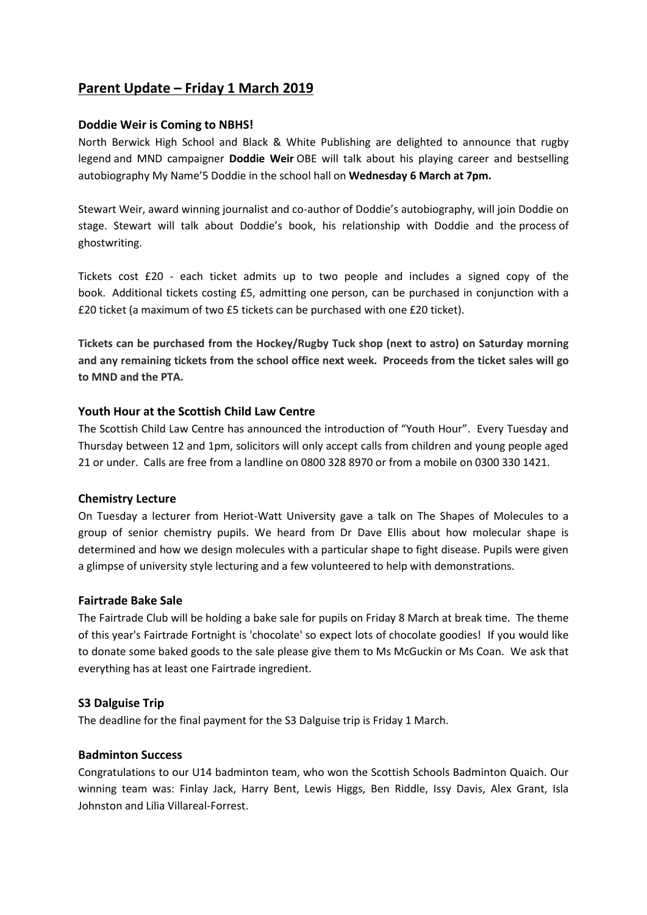# Parent Update – Friday 1 March 2019

### Doddie Weir is Coming to NBHS!

North Berwick High School and Black & White Publishing are delighted to announce that rugby legend and MND campaigner **Doddie Weir** OBE will talk about his playing career and bestselling autobiography My Name'5 Doddie in the school hall on **Wednesday 6 March at 7pm.**

Stewart Weir, award winning journalist and co-author of Doddie's autobiography, will join Doddie on stage. Stewart will talk about Doddie's book, his relationship with Doddie and the process of ghostwriting.

Tickets cost £20 - each ticket admits up to two people and includes a signed copy of the book. Additional tickets costing £5, admitting one person, can be purchased in conjunction with a £20 ticket (a maximum of two £5 tickets can be purchased with one £20 ticket).

**Tickets can be purchased from the Hockey/Rugby Tuck shop (next to astro) on Saturday morning and any remaining tickets from the school office next week. Proceeds from the ticket sales will go to MND and the PTA.**

### Youth Hour at the Scottish Child Law Centre

The Scottish Child Law Centre has announced the introduction of "Youth Hour". Every Tuesday and Thursday between 12 and 1pm, solicitors will only accept calls from children and young people aged 21 or under. Calls are free from a landline on 0800 328 8970 or from a mobile on 0300 330 1421.

### Chemistry Lecture

On Tuesday a lecturer from Heriot-Watt University gave a talk on The Shapes of Molecules to a group of senior chemistry pupils. We heard from Dr Dave Ellis about how molecular shape is determined and how we design molecules with a particular shape to fight disease. Pupils were given a glimpse of university style lecturing and a few volunteered to help with demonstrations.

### Fairtrade Bake Sale

The Fairtrade Club will be holding a bake sale for pupils on Friday 8 March at break time. The theme of this year's Fairtrade Fortnight is 'chocolate' so expect lots of chocolate goodies! If you would like to donate some baked goods to the sale please give them to Ms McGuckin or Ms Coan. We ask that everything has at least one Fairtrade ingredient.

### S3 Dalguise Trip

The deadline for the final payment for the S3 Dalguise trip is Friday 1 March.

### Badminton Success

Congratulations to our U14 badminton team, who won the Scottish Schools Badminton Quaich. Our winning team was: Finlay Jack, Harry Bent, Lewis Higgs, Ben Riddle, Issy Davis, Alex Grant, Isla Johnston and Lilia Villareal-Forrest.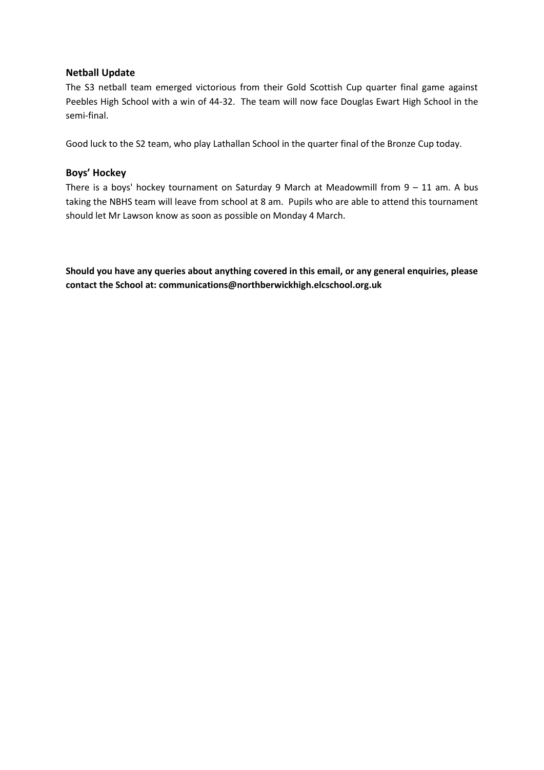### Netball Update

The S3 netball team emerged victorious from their Gold Scottish Cup quarter final game against Peebles High School with a win of 44-32. The team will now face Douglas Ewart High School in the semi-final.

Good luck to the S2 team, who play Lathallan School in the quarter final of the Bronze Cup today.

### Boys' Hockey

There is a boys' hockey tournament on Saturday 9 March at Meadowmill from 9 – 11 am. A bus taking the NBHS team will leave from school at 8 am. Pupils who are able to attend this tournament should let Mr Lawson know as soon as possible on Monday 4 March.

**Should you have any queries about anything covered in this email, or any general enquiries, please contact the School at: communications@northberwickhigh.elcschool.org.uk**